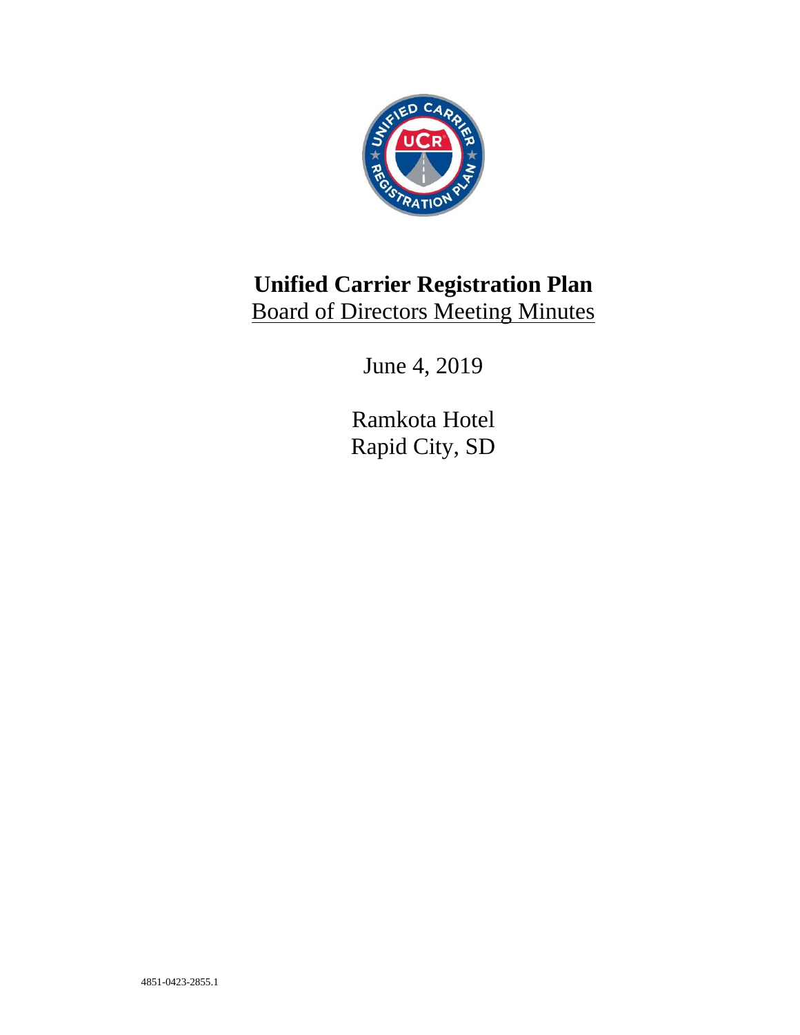# Unified Carrier Registration Plan

Board of Directors Meeting Minutes

June 4, 2019

Ramkota Hotel
Rapid City, SD

4851-0423-2855.1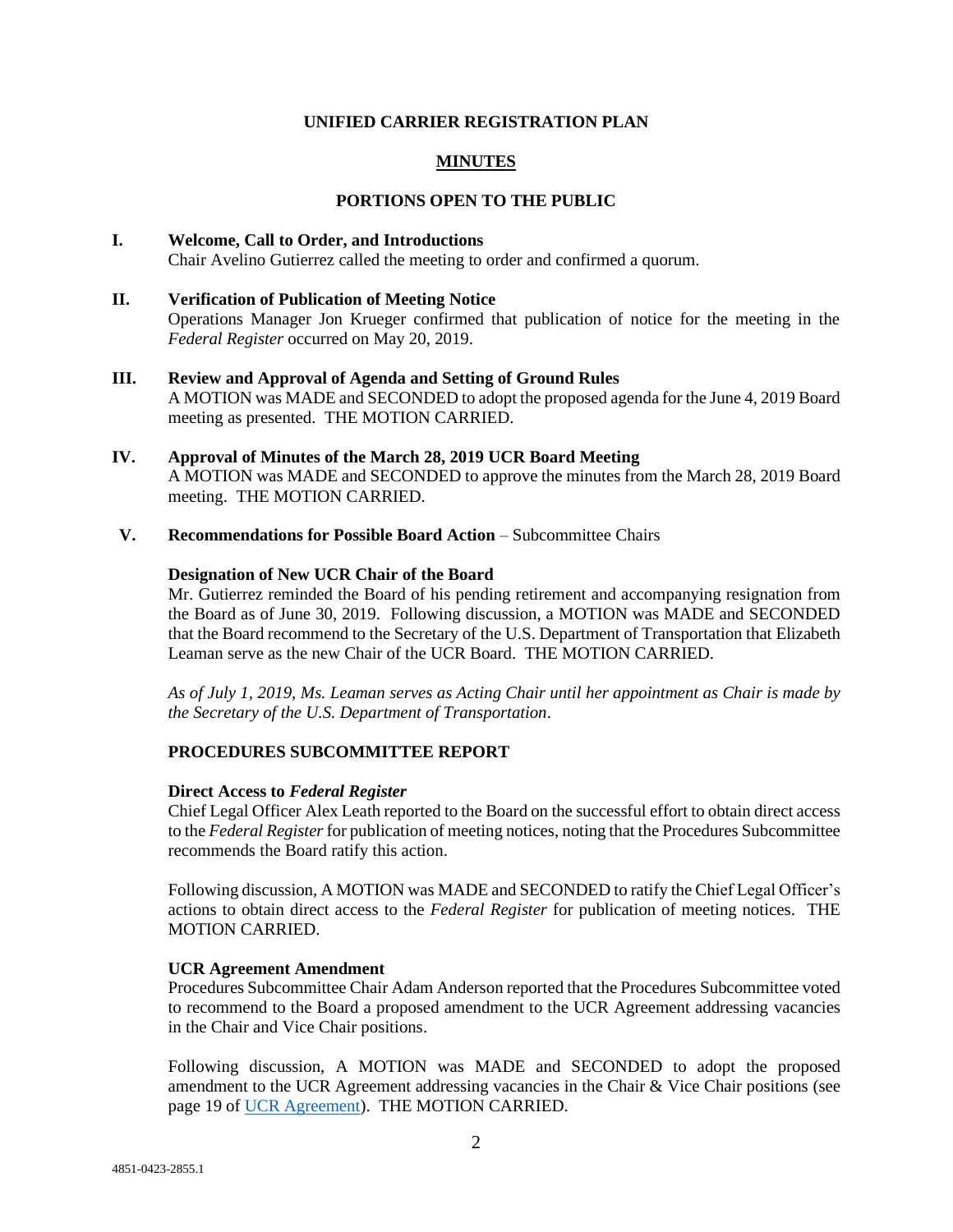**UNIFIED CARRIER REGISTRATION PLAN**

**MINUTES**

**PORTIONS OPEN TO THE PUBLIC**

## I. Welcome, Call to Order, and Introductions

Chair Avelino Gutierrez called the meeting to order and confirmed a quorum.

## II. Verification of Publication of Meeting Notice

Operations Manager Jon Krueger confirmed that publication of notice for the meeting in the *Federal Register* occurred on May 20, 2019.

## III. Review and Approval of Agenda and Setting of Ground Rules

A MOTION was MADE and SECONDED to adopt the proposed agenda for the June 4, 2019 Board meeting as presented. THE MOTION CARRIED.

## IV. Approval of Minutes of the March 28, 2019 UCR Board Meeting

A MOTION was MADE and SECONDED to approve the minutes from the March 28, 2019 Board meeting. THE MOTION CARRIED.

## V. Recommendations for Possible Board Action – Subcommittee Chairs

**Designation of New UCR Chair of the Board**

Mr. Gutierrez reminded the Board of his pending retirement and accompanying resignation from the Board as of June 30, 2019. Following discussion, a MOTION was MADE and SECONDED that the Board recommend to the Secretary of the U.S. Department of Transportation that Elizabeth Leaman serve as the new Chair of the UCR Board. THE MOTION CARRIED.

*As of July 1, 2019, Ms. Leaman serves as Acting Chair until her appointment as Chair is made by the Secretary of the U.S. Department of Transportation*.

**PROCEDURES SUBCOMMITTEE REPORT**

**Direct Access to *Federal Register***

Chief Legal Officer Alex Leath reported to the Board on the successful effort to obtain direct access to the *Federal Register* for publication of meeting notices, noting that the Procedures Subcommittee recommends the Board ratify this action.

Following discussion, A MOTION was MADE and SECONDED to ratify the Chief Legal Officer's actions to obtain direct access to the *Federal Register* for publication of meeting notices. THE MOTION CARRIED.

**UCR Agreement Amendment**

Procedures Subcommittee Chair Adam Anderson reported that the Procedures Subcommittee voted to recommend to the Board a proposed amendment to the UCR Agreement addressing vacancies in the Chair and Vice Chair positions.

Following discussion, A MOTION was MADE and SECONDED to adopt the proposed amendment to the UCR Agreement addressing vacancies in the Chair & Vice Chair positions (see page 19 of UCR Agreement). THE MOTION CARRIED.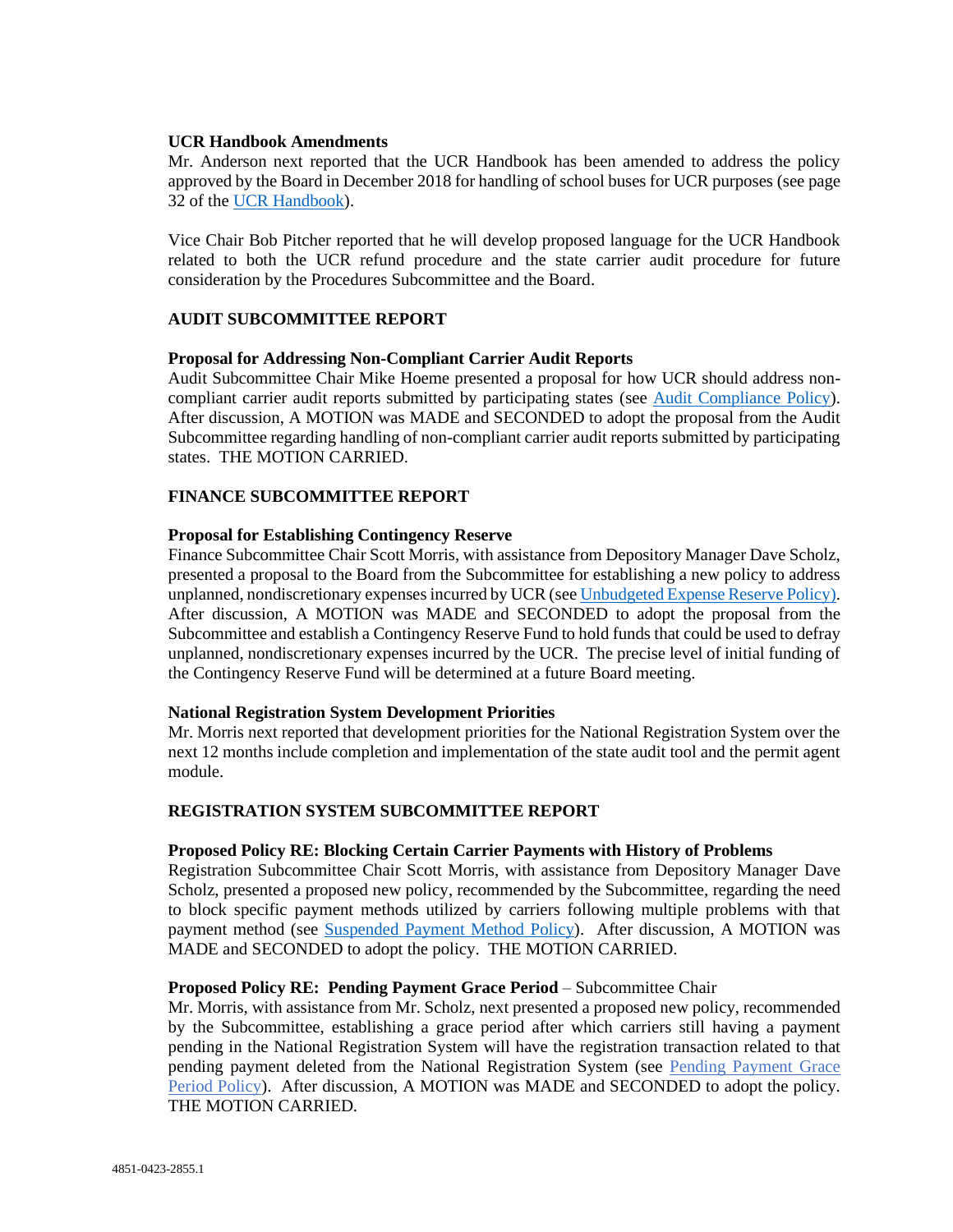**UCR Handbook Amendments**

Mr. Anderson next reported that the UCR Handbook has been amended to address the policy approved by the Board in December 2018 for handling of school buses for UCR purposes (see page 32 of the UCR Handbook).

Vice Chair Bob Pitcher reported that he will develop proposed language for the UCR Handbook related to both the UCR refund procedure and the state carrier audit procedure for future consideration by the Procedures Subcommittee and the Board.

## AUDIT SUBCOMMITTEE REPORT

**Proposal for Addressing Non-Compliant Carrier Audit Reports**

Audit Subcommittee Chair Mike Hoeme presented a proposal for how UCR should address non-compliant carrier audit reports submitted by participating states (see Audit Compliance Policy). After discussion, A MOTION was MADE and SECONDED to adopt the proposal from the Audit Subcommittee regarding handling of non-compliant carrier audit reports submitted by participating states. THE MOTION CARRIED.

## FINANCE SUBCOMMITTEE REPORT

**Proposal for Establishing Contingency Reserve**

Finance Subcommittee Chair Scott Morris, with assistance from Depository Manager Dave Scholz, presented a proposal to the Board from the Subcommittee for establishing a new policy to address unplanned, nondiscretionary expenses incurred by UCR (see Unbudgeted Expense Reserve Policy). After discussion, A MOTION was MADE and SECONDED to adopt the proposal from the Subcommittee and establish a Contingency Reserve Fund to hold funds that could be used to defray unplanned, nondiscretionary expenses incurred by the UCR. The precise level of initial funding of the Contingency Reserve Fund will be determined at a future Board meeting.

**National Registration System Development Priorities**

Mr. Morris next reported that development priorities for the National Registration System over the next 12 months include completion and implementation of the state audit tool and the permit agent module.

## REGISTRATION SYSTEM SUBCOMMITTEE REPORT

**Proposed Policy RE: Blocking Certain Carrier Payments with History of Problems**

Registration Subcommittee Chair Scott Morris, with assistance from Depository Manager Dave Scholz, presented a proposed new policy, recommended by the Subcommittee, regarding the need to block specific payment methods utilized by carriers following multiple problems with that payment method (see Suspended Payment Method Policy). After discussion, A MOTION was MADE and SECONDED to adopt the policy. THE MOTION CARRIED.

**Proposed Policy RE: Pending Payment Grace Period** – Subcommittee Chair

Mr. Morris, with assistance from Mr. Scholz, next presented a proposed new policy, recommended by the Subcommittee, establishing a grace period after which carriers still having a payment pending in the National Registration System will have the registration transaction related to that pending payment deleted from the National Registration System (see Pending Payment Grace Period Policy). After discussion, A MOTION was MADE and SECONDED to adopt the policy. THE MOTION CARRIED.

4851-0423-2855.1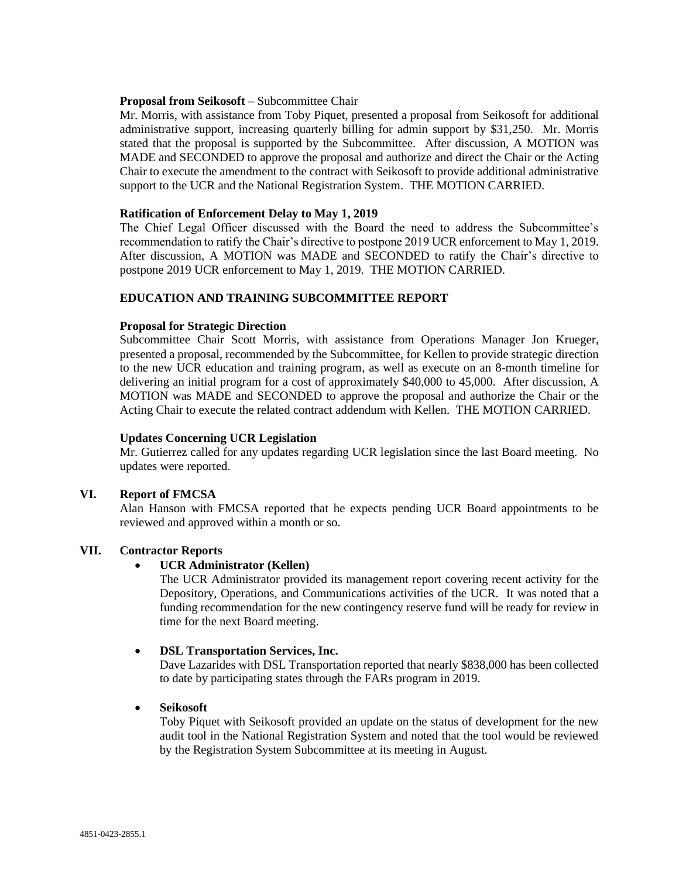**Proposal from Seikosoft** – Subcommittee Chair

Mr. Morris, with assistance from Toby Piquet, presented a proposal from Seikosoft for additional administrative support, increasing quarterly billing for admin support by $31,250. Mr. Morris stated that the proposal is supported by the Subcommittee. After discussion, A MOTION was MADE and SECONDED to approve the proposal and authorize and direct the Chair or the Acting Chair to execute the amendment to the contract with Seikosoft to provide additional administrative support to the UCR and the National Registration System. THE MOTION CARRIED.

**Ratification of Enforcement Delay to May 1, 2019**

The Chief Legal Officer discussed with the Board the need to address the Subcommittee's recommendation to ratify the Chair's directive to postpone 2019 UCR enforcement to May 1, 2019. After discussion, A MOTION was MADE and SECONDED to ratify the Chair's directive to postpone 2019 UCR enforcement to May 1, 2019. THE MOTION CARRIED.

**EDUCATION AND TRAINING SUBCOMMITTEE REPORT**

**Proposal for Strategic Direction**

Subcommittee Chair Scott Morris, with assistance from Operations Manager Jon Krueger, presented a proposal, recommended by the Subcommittee, for Kellen to provide strategic direction to the new UCR education and training program, as well as execute on an 8-month timeline for delivering an initial program for a cost of approximately $40,000 to 45,000. After discussion, A MOTION was MADE and SECONDED to approve the proposal and authorize the Chair or the Acting Chair to execute the related contract addendum with Kellen. THE MOTION CARRIED.

**Updates Concerning UCR Legislation**

Mr. Gutierrez called for any updates regarding UCR legislation since the last Board meeting. No updates were reported.

## VI. Report of FMCSA

Alan Hanson with FMCSA reported that he expects pending UCR Board appointments to be reviewed and approved within a month or so.

## VII. Contractor Reports

- **UCR Administrator (Kellen)**

  The UCR Administrator provided its management report covering recent activity for the Depository, Operations, and Communications activities of the UCR. It was noted that a funding recommendation for the new contingency reserve fund will be ready for review in time for the next Board meeting.

- **DSL Transportation Services, Inc.**

  Dave Lazarides with DSL Transportation reported that nearly $838,000 has been collected to date by participating states through the FARs program in 2019.

- **Seikosoft**

  Toby Piquet with Seikosoft provided an update on the status of development for the new audit tool in the National Registration System and noted that the tool would be reviewed by the Registration System Subcommittee at its meeting in August.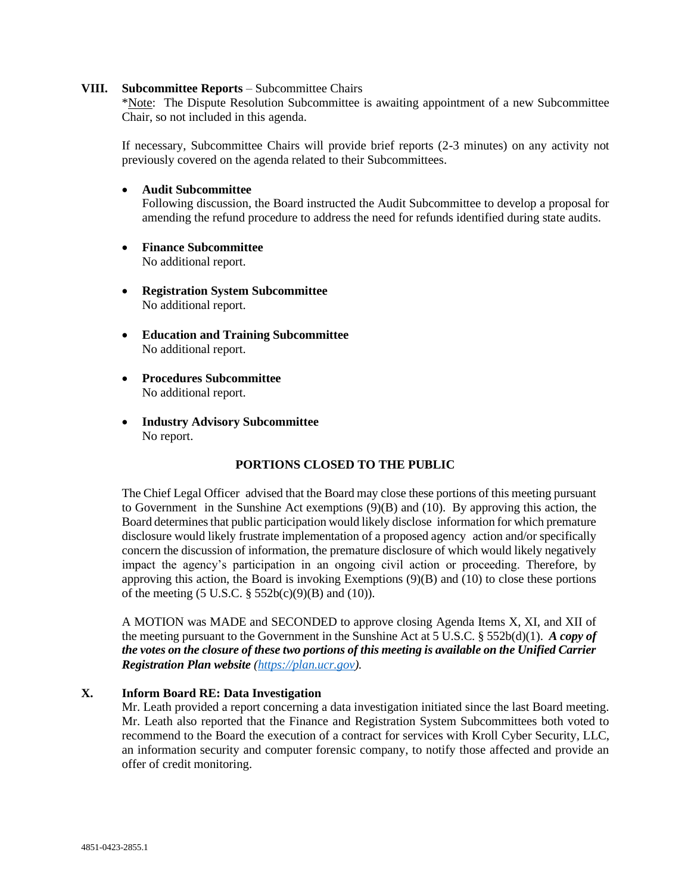## VIII. Subcommittee Reports – Subcommittee Chairs

*Note: The Dispute Resolution Subcommittee is awaiting appointment of a new Subcommittee Chair, so not included in this agenda.

If necessary, Subcommittee Chairs will provide brief reports (2-3 minutes) on any activity not previously covered on the agenda related to their Subcommittees.

- **Audit Subcommittee**
  Following discussion, the Board instructed the Audit Subcommittee to develop a proposal for amending the refund procedure to address the need for refunds identified during state audits.

- **Finance Subcommittee**
  No additional report.

- **Registration System Subcommittee**
  No additional report.

- **Education and Training Subcommittee**
  No additional report.

- **Procedures Subcommittee**
  No additional report.

- **Industry Advisory Subcommittee**
  No report.

### PORTIONS CLOSED TO THE PUBLIC

The Chief Legal Officer advised that the Board may close these portions of this meeting pursuant to Government in the Sunshine Act exemptions (9)(B) and (10). By approving this action, the Board determines that public participation would likely disclose information for which premature disclosure would likely frustrate implementation of a proposed agency action and/or specifically concern the discussion of information, the premature disclosure of which would likely negatively impact the agency's participation in an ongoing civil action or proceeding. Therefore, by approving this action, the Board is invoking Exemptions (9)(B) and (10) to close these portions of the meeting (5 U.S.C. § 552b(c)(9)(B) and (10)).

A MOTION was MADE and SECONDED to approve closing Agenda Items X, XI, and XII of the meeting pursuant to the Government in the Sunshine Act at 5 U.S.C. § 552b(d)(1). ***A copy of the votes on the closure of these two portions of this meeting is available on the Unified Carrier Registration Plan website (https://plan.ucr.gov).***

## X. Inform Board RE: Data Investigation

Mr. Leath provided a report concerning a data investigation initiated since the last Board meeting. Mr. Leath also reported that the Finance and Registration System Subcommittees both voted to recommend to the Board the execution of a contract for services with Kroll Cyber Security, LLC, an information security and computer forensic company, to notify those affected and provide an offer of credit monitoring.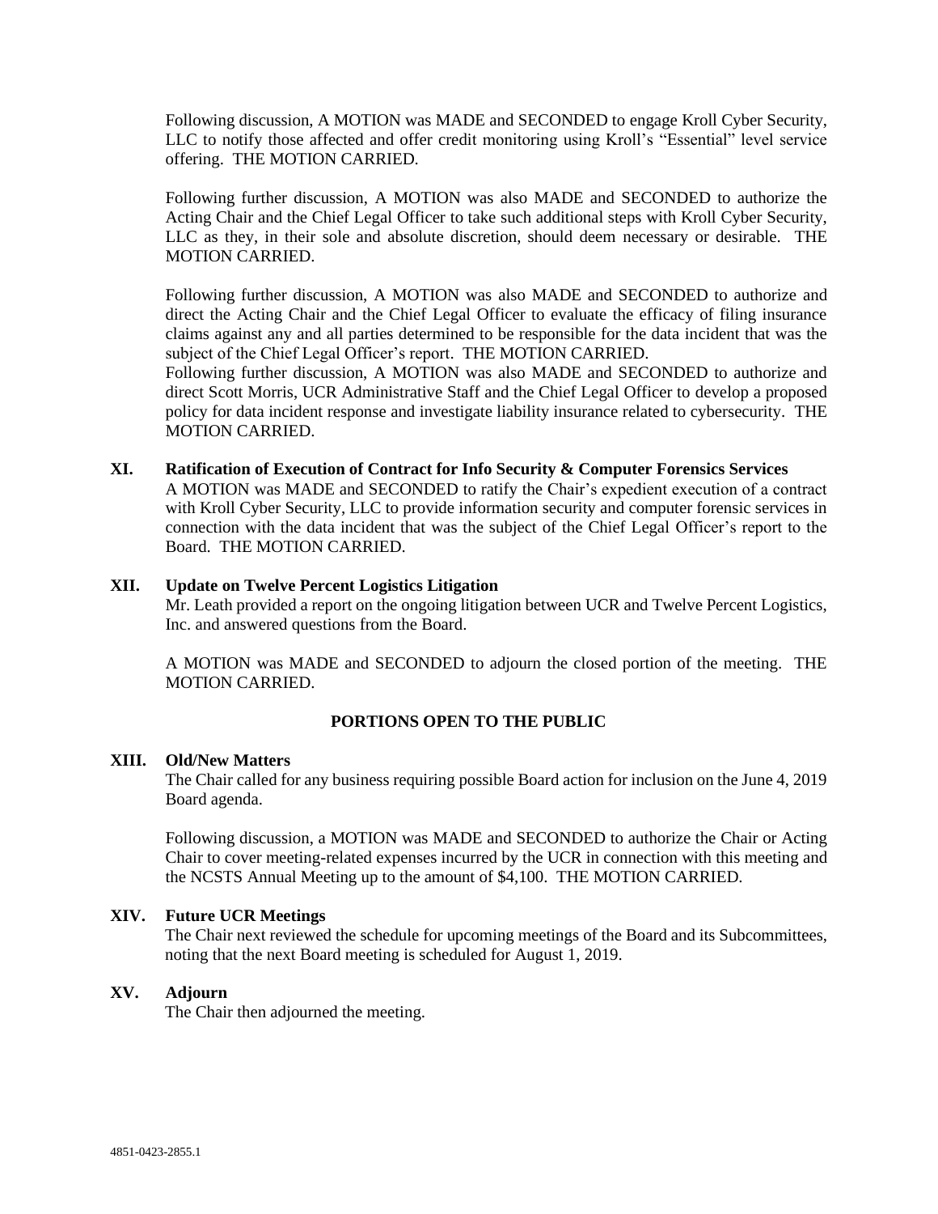Following discussion, A MOTION was MADE and SECONDED to engage Kroll Cyber Security, LLC to notify those affected and offer credit monitoring using Kroll's "Essential" level service offering. THE MOTION CARRIED.

Following further discussion, A MOTION was also MADE and SECONDED to authorize the Acting Chair and the Chief Legal Officer to take such additional steps with Kroll Cyber Security, LLC as they, in their sole and absolute discretion, should deem necessary or desirable. THE MOTION CARRIED.

Following further discussion, A MOTION was also MADE and SECONDED to authorize and direct the Acting Chair and the Chief Legal Officer to evaluate the efficacy of filing insurance claims against any and all parties determined to be responsible for the data incident that was the subject of the Chief Legal Officer's report. THE MOTION CARRIED.

Following further discussion, A MOTION was also MADE and SECONDED to authorize and direct Scott Morris, UCR Administrative Staff and the Chief Legal Officer to develop a proposed policy for data incident response and investigate liability insurance related to cybersecurity. THE MOTION CARRIED.

**XI. Ratification of Execution of Contract for Info Security & Computer Forensics Services**

A MOTION was MADE and SECONDED to ratify the Chair's expedient execution of a contract with Kroll Cyber Security, LLC to provide information security and computer forensic services in connection with the data incident that was the subject of the Chief Legal Officer's report to the Board. THE MOTION CARRIED.

**XII. Update on Twelve Percent Logistics Litigation**

Mr. Leath provided a report on the ongoing litigation between UCR and Twelve Percent Logistics, Inc. and answered questions from the Board.

A MOTION was MADE and SECONDED to adjourn the closed portion of the meeting. THE MOTION CARRIED.

**PORTIONS OPEN TO THE PUBLIC**

**XIII. Old/New Matters**

The Chair called for any business requiring possible Board action for inclusion on the June 4, 2019 Board agenda.

Following discussion, a MOTION was MADE and SECONDED to authorize the Chair or Acting Chair to cover meeting-related expenses incurred by the UCR in connection with this meeting and the NCSTS Annual Meeting up to the amount of $4,100. THE MOTION CARRIED.

**XIV. Future UCR Meetings**

The Chair next reviewed the schedule for upcoming meetings of the Board and its Subcommittees, noting that the next Board meeting is scheduled for August 1, 2019.

**XV. Adjourn**

The Chair then adjourned the meeting.

4851-0423-2855.1